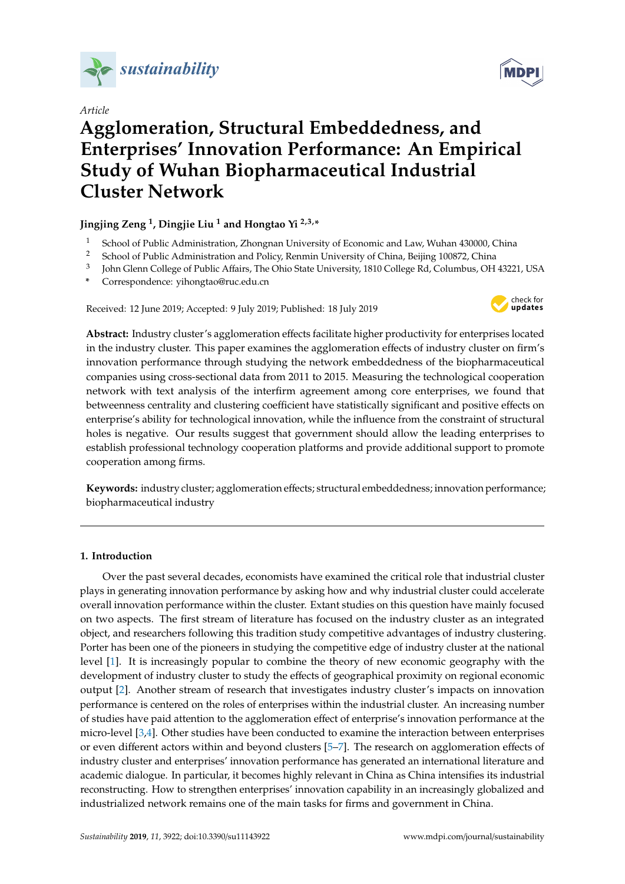*Article*

# Agglomeration, Structural Embeddedness, and Enterprises' Innovation Performance: An Empirical Study of Wuhan Biopharmaceutical Industrial Cluster Network

**Jingjing Zeng [1], Dingjie Liu [1] and Hongtao Yi [2,3,*]**

[1] School of Public Administration, Zhongnan University of Economic and Law, Wuhan 430000, China
[2] School of Public Administration and Policy, Renmin University of China, Beijing 100872, China
[3] John Glenn College of Public Affairs, The Ohio State University, 1810 College Rd, Columbus, OH 43221, USA
\* Correspondence: yihongtao@ruc.edu.cn

Received: 12 June 2019; Accepted: 9 July 2019; Published: 18 July 2019

**Abstract:** Industry cluster's agglomeration effects facilitate higher productivity for enterprises located in the industry cluster. This paper examines the agglomeration effects of industry cluster on firm's innovation performance through studying the network embeddedness of the biopharmaceutical companies using cross-sectional data from 2011 to 2015. Measuring the technological cooperation network with text analysis of the interfirm agreement among core enterprises, we found that betweenness centrality and clustering coefficient have statistically significant and positive effects on enterprise's ability for technological innovation, while the influence from the constraint of structural holes is negative. Our results suggest that government should allow the leading enterprises to establish professional technology cooperation platforms and provide additional support to promote cooperation among firms.

**Keywords:** industry cluster; agglomeration effects; structural embeddedness; innovation performance; biopharmaceutical industry

## 1. Introduction

Over the past several decades, economists have examined the critical role that industrial cluster plays in generating innovation performance by asking how and why industrial cluster could accelerate overall innovation performance within the cluster. Extant studies on this question have mainly focused on two aspects. The first stream of literature has focused on the industry cluster as an integrated object, and researchers following this tradition study competitive advantages of industry clustering. Porter has been one of the pioneers in studying the competitive edge of industry cluster at the national level [1]. It is increasingly popular to combine the theory of new economic geography with the development of industry cluster to study the effects of geographical proximity on regional economic output [2]. Another stream of research that investigates industry cluster's impacts on innovation performance is centered on the roles of enterprises within the industrial cluster. An increasing number of studies have paid attention to the agglomeration effect of enterprise's innovation performance at the micro-level [3,4]. Other studies have been conducted to examine the interaction between enterprises or even different actors within and beyond clusters [5–7]. The research on agglomeration effects of industry cluster and enterprises' innovation performance has generated an international literature and academic dialogue. In particular, it becomes highly relevant in China as China intensifies its industrial reconstructing. How to strengthen enterprises' innovation capability in an increasingly globalized and industrialized network remains one of the main tasks for firms and government in China.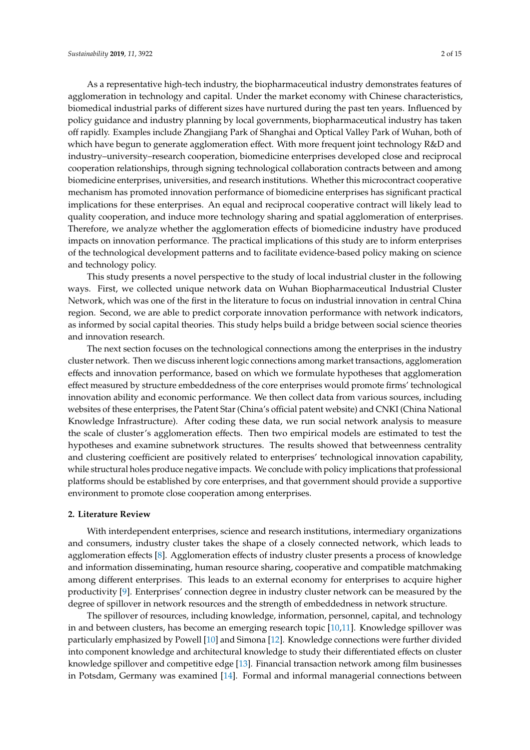As a representative high-tech industry, the biopharmaceutical industry demonstrates features of agglomeration in technology and capital. Under the market economy with Chinese characteristics, biomedical industrial parks of different sizes have nurtured during the past ten years. Influenced by policy guidance and industry planning by local governments, biopharmaceutical industry has taken off rapidly. Examples include Zhangjiang Park of Shanghai and Optical Valley Park of Wuhan, both of which have begun to generate agglomeration effect. With more frequent joint technology R&D and industry–university–research cooperation, biomedicine enterprises developed close and reciprocal cooperation relationships, through signing technological collaboration contracts between and among biomedicine enterprises, universities, and research institutions. Whether this microcontract cooperative mechanism has promoted innovation performance of biomedicine enterprises has significant practical implications for these enterprises. An equal and reciprocal cooperative contract will likely lead to quality cooperation, and induce more technology sharing and spatial agglomeration of enterprises. Therefore, we analyze whether the agglomeration effects of biomedicine industry have produced impacts on innovation performance. The practical implications of this study are to inform enterprises of the technological development patterns and to facilitate evidence-based policy making on science and technology policy.

This study presents a novel perspective to the study of local industrial cluster in the following ways. First, we collected unique network data on Wuhan Biopharmaceutical Industrial Cluster Network, which was one of the first in the literature to focus on industrial innovation in central China region. Second, we are able to predict corporate innovation performance with network indicators, as informed by social capital theories. This study helps build a bridge between social science theories and innovation research.

The next section focuses on the technological connections among the enterprises in the industry cluster network. Then we discuss inherent logic connections among market transactions, agglomeration effects and innovation performance, based on which we formulate hypotheses that agglomeration effect measured by structure embeddedness of the core enterprises would promote firms' technological innovation ability and economic performance. We then collect data from various sources, including websites of these enterprises, the Patent Star (China's official patent website) and CNKI (China National Knowledge Infrastructure). After coding these data, we run social network analysis to measure the scale of cluster's agglomeration effects. Then two empirical models are estimated to test the hypotheses and examine subnetwork structures. The results showed that betweenness centrality and clustering coefficient are positively related to enterprises' technological innovation capability, while structural holes produce negative impacts. We conclude with policy implications that professional platforms should be established by core enterprises, and that government should provide a supportive environment to promote close cooperation among enterprises.

## 2. Literature Review

With interdependent enterprises, science and research institutions, intermediary organizations and consumers, industry cluster takes the shape of a closely connected network, which leads to agglomeration effects [8]. Agglomeration effects of industry cluster presents a process of knowledge and information disseminating, human resource sharing, cooperative and compatible matchmaking among different enterprises. This leads to an external economy for enterprises to acquire higher productivity [9]. Enterprises' connection degree in industry cluster network can be measured by the degree of spillover in network resources and the strength of embeddedness in network structure.

The spillover of resources, including knowledge, information, personnel, capital, and technology in and between clusters, has become an emerging research topic [10,11]. Knowledge spillover was particularly emphasized by Powell [10] and Simona [12]. Knowledge connections were further divided into component knowledge and architectural knowledge to study their differentiated effects on cluster knowledge spillover and competitive edge [13]. Financial transaction network among film businesses in Potsdam, Germany was examined [14]. Formal and informal managerial connections between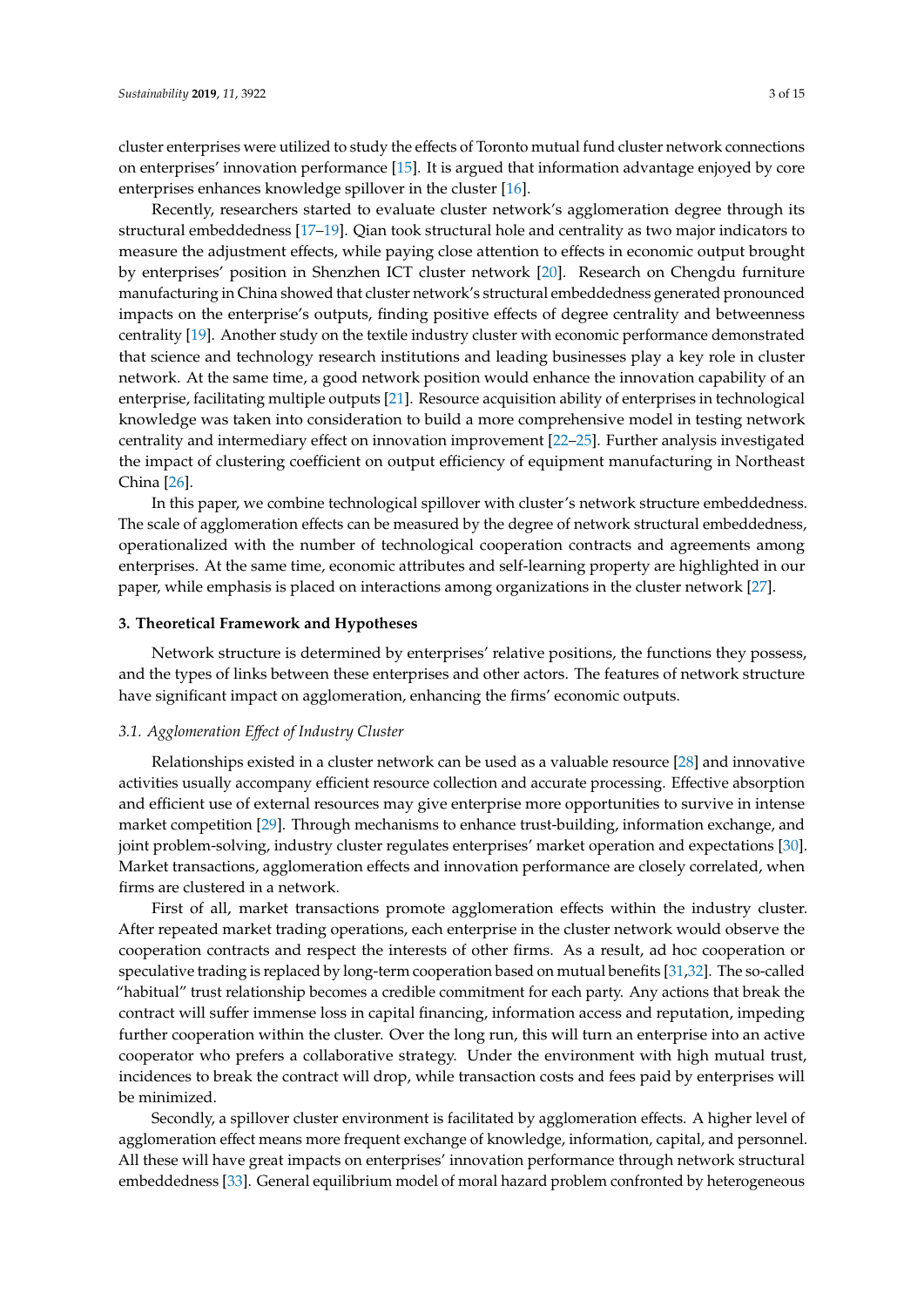cluster enterprises were utilized to study the effects of Toronto mutual fund cluster network connections on enterprises' innovation performance [15]. It is argued that information advantage enjoyed by core enterprises enhances knowledge spillover in the cluster [16].

Recently, researchers started to evaluate cluster network's agglomeration degree through its structural embeddedness [17–19]. Qian took structural hole and centrality as two major indicators to measure the adjustment effects, while paying close attention to effects in economic output brought by enterprises' position in Shenzhen ICT cluster network [20]. Research on Chengdu furniture manufacturing in China showed that cluster network's structural embeddedness generated pronounced impacts on the enterprise's outputs, finding positive effects of degree centrality and betweenness centrality [19]. Another study on the textile industry cluster with economic performance demonstrated that science and technology research institutions and leading businesses play a key role in cluster network. At the same time, a good network position would enhance the innovation capability of an enterprise, facilitating multiple outputs [21]. Resource acquisition ability of enterprises in technological knowledge was taken into consideration to build a more comprehensive model in testing network centrality and intermediary effect on innovation improvement [22–25]. Further analysis investigated the impact of clustering coefficient on output efficiency of equipment manufacturing in Northeast China [26].

In this paper, we combine technological spillover with cluster's network structure embeddedness. The scale of agglomeration effects can be measured by the degree of network structural embeddedness, operationalized with the number of technological cooperation contracts and agreements among enterprises. At the same time, economic attributes and self-learning property are highlighted in our paper, while emphasis is placed on interactions among organizations in the cluster network [27].

## 3. Theoretical Framework and Hypotheses

Network structure is determined by enterprises' relative positions, the functions they possess, and the types of links between these enterprises and other actors. The features of network structure have significant impact on agglomeration, enhancing the firms' economic outputs.

### 3.1. Agglomeration Effect of Industry Cluster

Relationships existed in a cluster network can be used as a valuable resource [28] and innovative activities usually accompany efficient resource collection and accurate processing. Effective absorption and efficient use of external resources may give enterprise more opportunities to survive in intense market competition [29]. Through mechanisms to enhance trust-building, information exchange, and joint problem-solving, industry cluster regulates enterprises' market operation and expectations [30]. Market transactions, agglomeration effects and innovation performance are closely correlated, when firms are clustered in a network.

First of all, market transactions promote agglomeration effects within the industry cluster. After repeated market trading operations, each enterprise in the cluster network would observe the cooperation contracts and respect the interests of other firms. As a result, ad hoc cooperation or speculative trading is replaced by long-term cooperation based on mutual benefits [31,32]. The so-called "habitual" trust relationship becomes a credible commitment for each party. Any actions that break the contract will suffer immense loss in capital financing, information access and reputation, impeding further cooperation within the cluster. Over the long run, this will turn an enterprise into an active cooperator who prefers a collaborative strategy. Under the environment with high mutual trust, incidences to break the contract will drop, while transaction costs and fees paid by enterprises will be minimized.

Secondly, a spillover cluster environment is facilitated by agglomeration effects. A higher level of agglomeration effect means more frequent exchange of knowledge, information, capital, and personnel. All these will have great impacts on enterprises' innovation performance through network structural embeddedness [33]. General equilibrium model of moral hazard problem confronted by heterogeneous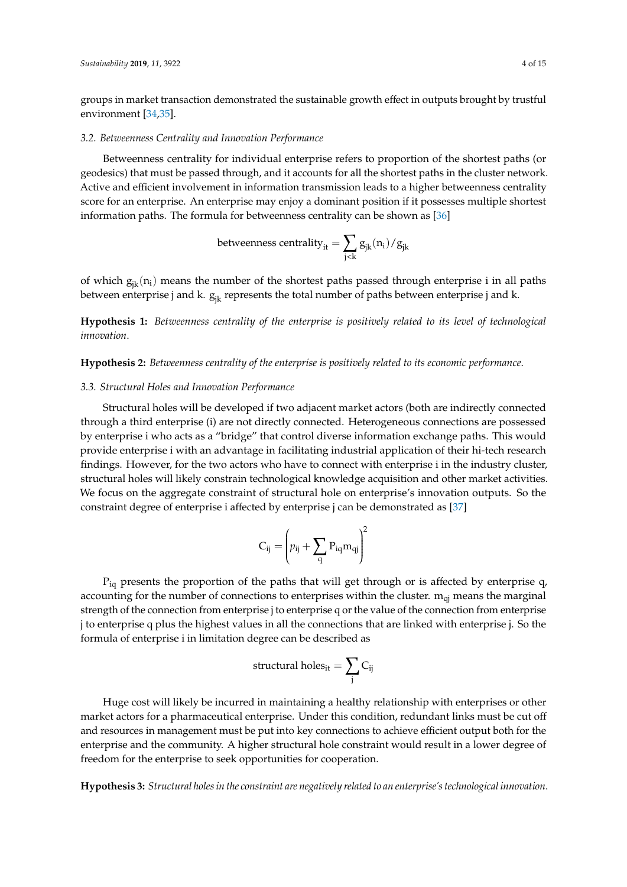groups in market transaction demonstrated the sustainable growth effect in outputs brought by trustful environment [34,35].

### 3.2. Betweenness Centrality and Innovation Performance

Betweenness centrality for individual enterprise refers to proportion of the shortest paths (or geodesics) that must be passed through, and it accounts for all the shortest paths in the cluster network. Active and efficient involvement in information transmission leads to a higher betweenness centrality score for an enterprise. An enterprise may enjoy a dominant position if it possesses multiple shortest information paths. The formula for betweenness centrality can be shown as [36]

$$\text{betweenness centrality}_{it} = \sum_{j<k} g_{jk}(n_i)/g_{jk}$$

of which $g_{jk}(n_i)$ means the number of the shortest paths passed through enterprise i in all paths between enterprise j and k. $g_{jk}$ represents the total number of paths between enterprise j and k.

**Hypothesis 1:** *Betweenness centrality of the enterprise is positively related to its level of technological innovation.*

**Hypothesis 2:** *Betweenness centrality of the enterprise is positively related to its economic performance.*

### 3.3. Structural Holes and Innovation Performance

Structural holes will be developed if two adjacent market actors (both are indirectly connected through a third enterprise (i) are not directly connected. Heterogeneous connections are possessed by enterprise i who acts as a "bridge" that control diverse information exchange paths. This would provide enterprise i with an advantage in facilitating industrial application of their hi-tech research findings. However, for the two actors who have to connect with enterprise i in the industry cluster, structural holes will likely constrain technological knowledge acquisition and other market activities. We focus on the aggregate constraint of structural hole on enterprise's innovation outputs. So the constraint degree of enterprise i affected by enterprise j can be demonstrated as [37]

$$C_{ij} = \left(p_{ij} + \sum_q P_{iq} m_{qj}\right)^2$$

$P_{iq}$ presents the proportion of the paths that will get through or is affected by enterprise q, accounting for the number of connections to enterprises within the cluster. $m_{qj}$ means the marginal strength of the connection from enterprise j to enterprise q or the value of the connection from enterprise j to enterprise q plus the highest values in all the connections that are linked with enterprise j. So the formula of enterprise i in limitation degree can be described as

$$\text{structural holes}_{it} = \sum_j C_{ij}$$

Huge cost will likely be incurred in maintaining a healthy relationship with enterprises or other market actors for a pharmaceutical enterprise. Under this condition, redundant links must be cut off and resources in management must be put into key connections to achieve efficient output both for the enterprise and the community. A higher structural hole constraint would result in a lower degree of freedom for the enterprise to seek opportunities for cooperation.

**Hypothesis 3:** *Structural holes in the constraint are negatively related to an enterprise's technological innovation.*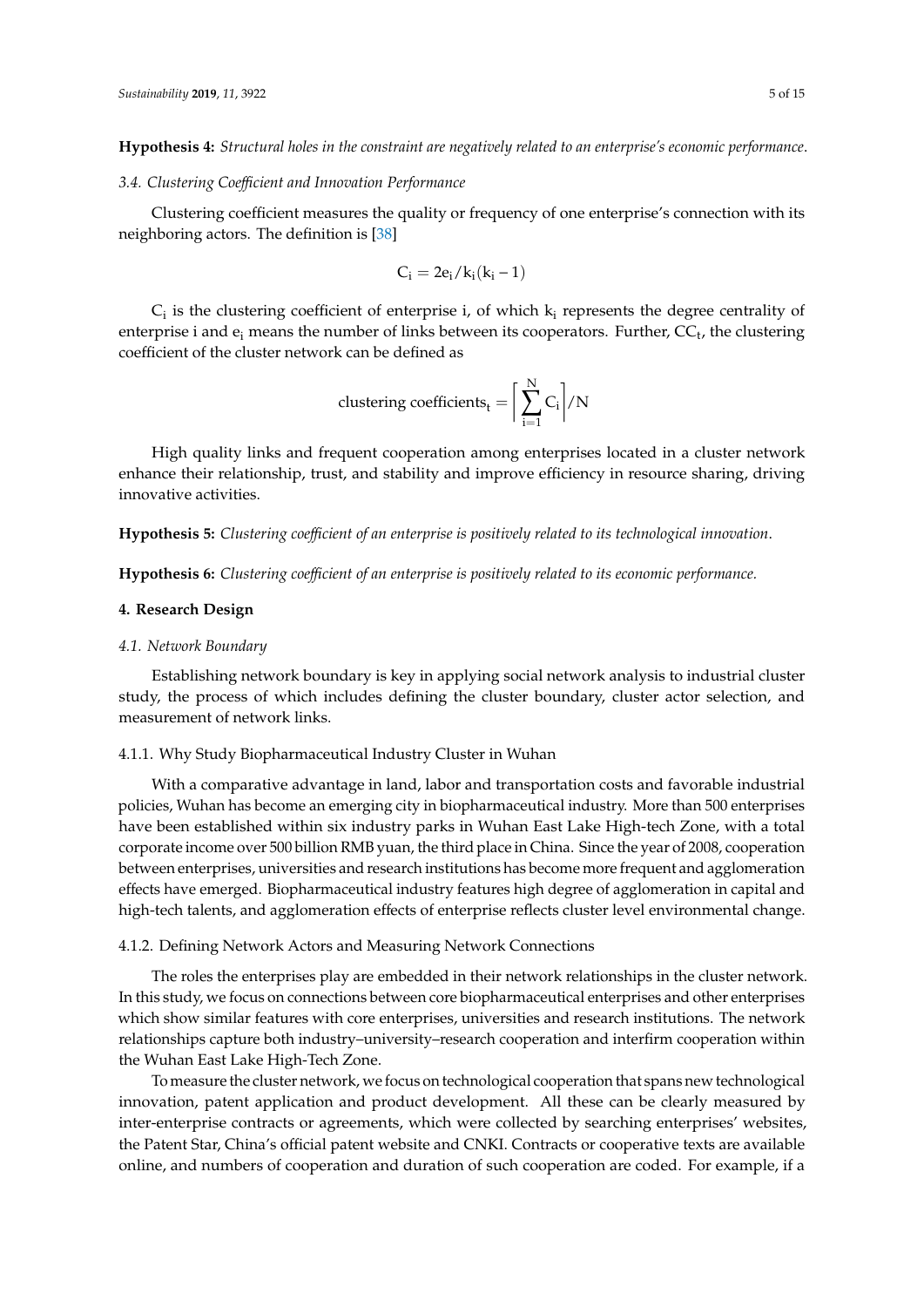**Hypothesis 4:** *Structural holes in the constraint are negatively related to an enterprise's economic performance.*

### *3.4. Clustering Coefficient and Innovation Performance*

Clustering coefficient measures the quality or frequency of one enterprise's connection with its neighboring actors. The definition is [38]

$$C_i = 2e_i/k_i(k_i - 1)$$

$C_i$ is the clustering coefficient of enterprise i, of which $k_i$ represents the degree centrality of enterprise i and $e_i$ means the number of links between its cooperators. Further, $CC_t$, the clustering coefficient of the cluster network can be defined as

$$\text{clustering coefficients}_t = \left[\sum_{i=1}^{N} C_i\right]/N$$

High quality links and frequent cooperation among enterprises located in a cluster network enhance their relationship, trust, and stability and improve efficiency in resource sharing, driving innovative activities.

**Hypothesis 5:** *Clustering coefficient of an enterprise is positively related to its technological innovation.*

**Hypothesis 6:** *Clustering coefficient of an enterprise is positively related to its economic performance.*

## 4. Research Design

### *4.1. Network Boundary*

Establishing network boundary is key in applying social network analysis to industrial cluster study, the process of which includes defining the cluster boundary, cluster actor selection, and measurement of network links.

#### 4.1.1. Why Study Biopharmaceutical Industry Cluster in Wuhan

With a comparative advantage in land, labor and transportation costs and favorable industrial policies, Wuhan has become an emerging city in biopharmaceutical industry. More than 500 enterprises have been established within six industry parks in Wuhan East Lake High-tech Zone, with a total corporate income over 500 billion RMB yuan, the third place in China. Since the year of 2008, cooperation between enterprises, universities and research institutions has become more frequent and agglomeration effects have emerged. Biopharmaceutical industry features high degree of agglomeration in capital and high-tech talents, and agglomeration effects of enterprise reflects cluster level environmental change.

#### 4.1.2. Defining Network Actors and Measuring Network Connections

The roles the enterprises play are embedded in their network relationships in the cluster network. In this study, we focus on connections between core biopharmaceutical enterprises and other enterprises which show similar features with core enterprises, universities and research institutions. The network relationships capture both industry–university–research cooperation and interfirm cooperation within the Wuhan East Lake High-Tech Zone.

To measure the cluster network, we focus on technological cooperation that spans new technological innovation, patent application and product development. All these can be clearly measured by inter-enterprise contracts or agreements, which were collected by searching enterprises' websites, the Patent Star, China's official patent website and CNKI. Contracts or cooperative texts are available online, and numbers of cooperation and duration of such cooperation are coded. For example, if a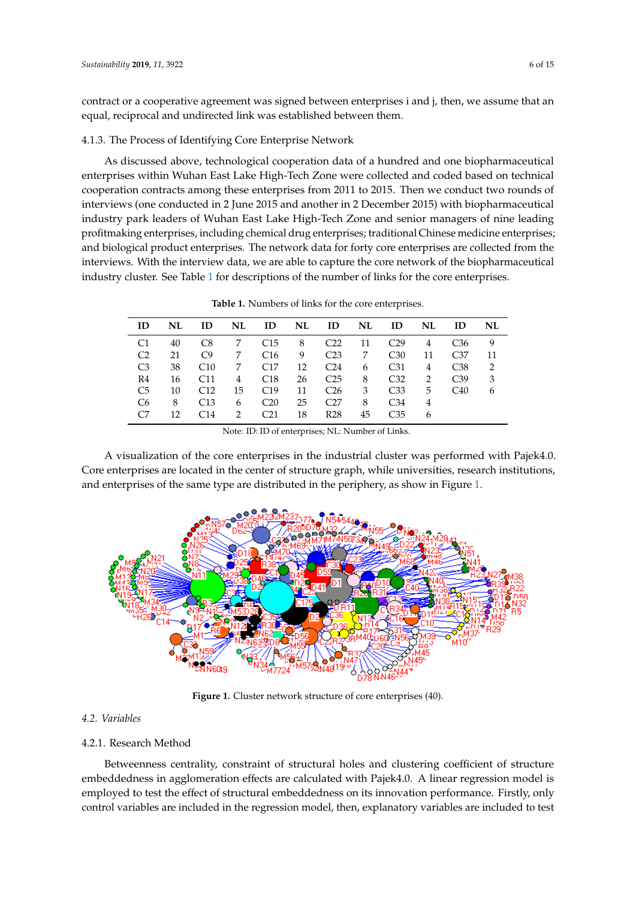contract or a cooperative agreement was signed between enterprises i and j, then, we assume that an equal, reciprocal and undirected link was established between them.

#### 4.1.3. The Process of Identifying Core Enterprise Network

As discussed above, technological cooperation data of a hundred and one biopharmaceutical enterprises within Wuhan East Lake High-Tech Zone were collected and coded based on technical cooperation contracts among these enterprises from 2011 to 2015. Then we conduct two rounds of interviews (one conducted in 2 June 2015 and another in 2 December 2015) with biopharmaceutical industry park leaders of Wuhan East Lake High-Tech Zone and senior managers of nine leading profitmaking enterprises, including chemical drug enterprises; traditional Chinese medicine enterprises; and biological product enterprises. The network data for forty core enterprises are collected from the interviews. With the interview data, we are able to capture the core network of the biopharmaceutical industry cluster. See Table 1 for descriptions of the number of links for the core enterprises.

**Table 1.** Numbers of links for the core enterprises.

| ID | NL | ID | NL | ID | NL | ID | NL | ID | NL | ID | NL |
|---|---|---|---|---|---|---|---|---|---|---|---|
| C1 | 40 | C8 | 7 | C15 | 8 | C22 | 11 | C29 | 4 | C36 | 9 |
| C2 | 21 | C9 | 7 | C16 | 9 | C23 | 7 | C30 | 11 | C37 | 11 |
| C3 | 38 | C10 | 7 | C17 | 12 | C24 | 6 | C31 | 4 | C38 | 2 |
| R4 | 16 | C11 | 4 | C18 | 26 | C25 | 8 | C32 | 2 | C39 | 3 |
| C5 | 10 | C12 | 15 | C19 | 11 | C26 | 3 | C33 | 5 | C40 | 6 |
| C6 | 8 | C13 | 6 | C20 | 25 | C27 | 8 | C34 | 4 | | |
| C7 | 12 | C14 | 2 | C21 | 18 | R28 | 45 | C35 | 6 | | |

Note: ID: ID of enterprises; NL: Number of Links.

A visualization of the core enterprises in the industrial cluster was performed with Pajek4.0. Core enterprises are located in the center of structure graph, while universities, research institutions, and enterprises of the same type are distributed in the periphery, as show in Figure 1.

**Figure 1.** Cluster network structure of core enterprises (40).

### 4.2. Variables

#### 4.2.1. Research Method

Betweenness centrality, constraint of structural holes and clustering coefficient of structure embeddedness in agglomeration effects are calculated with Pajek4.0. A linear regression model is employed to test the effect of structural embeddedness on its innovation performance. Firstly, only control variables are included in the regression model, then, explanatory variables are included to test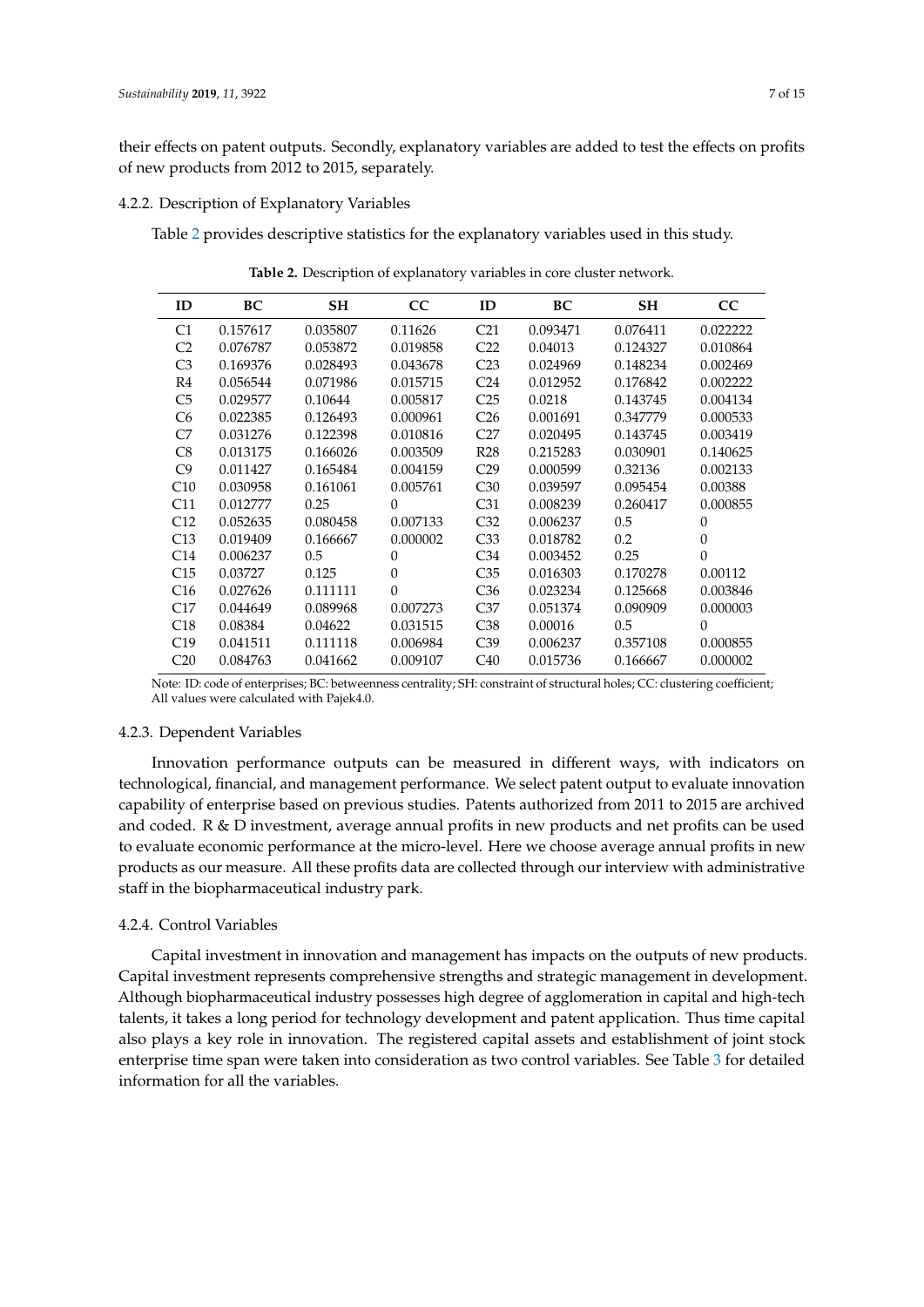their effects on patent outputs. Secondly, explanatory variables are added to test the effects on profits of new products from 2012 to 2015, separately.

#### 4.2.2. Description of Explanatory Variables

Table 2 provides descriptive statistics for the explanatory variables used in this study.

**Table 2.** Description of explanatory variables in core cluster network.

| ID | BC | SH | CC | ID | BC | SH | CC |
|---|---|---|---|---|---|---|---|
| C1 | 0.157617 | 0.035807 | 0.11626 | C21 | 0.093471 | 0.076411 | 0.022222 |
| C2 | 0.076787 | 0.053872 | 0.019858 | C22 | 0.04013 | 0.124327 | 0.010864 |
| C3 | 0.169376 | 0.028493 | 0.043678 | C23 | 0.024969 | 0.148234 | 0.002469 |
| R4 | 0.056544 | 0.071986 | 0.015715 | C24 | 0.012952 | 0.176842 | 0.002222 |
| C5 | 0.029577 | 0.10644 | 0.005817 | C25 | 0.0218 | 0.143745 | 0.004134 |
| C6 | 0.022385 | 0.126493 | 0.000961 | C26 | 0.001691 | 0.347779 | 0.000533 |
| C7 | 0.031276 | 0.122398 | 0.010816 | C27 | 0.020495 | 0.143745 | 0.003419 |
| C8 | 0.013175 | 0.166026 | 0.003509 | R28 | 0.215283 | 0.030901 | 0.140625 |
| C9 | 0.011427 | 0.165484 | 0.004159 | C29 | 0.000599 | 0.32136 | 0.002133 |
| C10 | 0.030958 | 0.161061 | 0.005761 | C30 | 0.039597 | 0.095454 | 0.00388 |
| C11 | 0.012777 | 0.25 | 0 | C31 | 0.008239 | 0.260417 | 0.000855 |
| C12 | 0.052635 | 0.080458 | 0.007133 | C32 | 0.006237 | 0.5 | 0 |
| C13 | 0.019409 | 0.166667 | 0.000002 | C33 | 0.018782 | 0.2 | 0 |
| C14 | 0.006237 | 0.5 | 0 | C34 | 0.003452 | 0.25 | 0 |
| C15 | 0.03727 | 0.125 | 0 | C35 | 0.016303 | 0.170278 | 0.00112 |
| C16 | 0.027626 | 0.111111 | 0 | C36 | 0.023234 | 0.125668 | 0.003846 |
| C17 | 0.044649 | 0.089968 | 0.007273 | C37 | 0.051374 | 0.090909 | 0.000003 |
| C18 | 0.08384 | 0.04622 | 0.031515 | C38 | 0.00016 | 0.5 | 0 |
| C19 | 0.041511 | 0.111118 | 0.006984 | C39 | 0.006237 | 0.357108 | 0.000855 |
| C20 | 0.084763 | 0.041662 | 0.009107 | C40 | 0.015736 | 0.166667 | 0.000002 |

Note: ID: code of enterprises; BC: betweenness centrality; SH: constraint of structural holes; CC: clustering coefficient; All values were calculated with Pajek4.0.

#### 4.2.3. Dependent Variables

Innovation performance outputs can be measured in different ways, with indicators on technological, financial, and management performance. We select patent output to evaluate innovation capability of enterprise based on previous studies. Patents authorized from 2011 to 2015 are archived and coded. R & D investment, average annual profits in new products and net profits can be used to evaluate economic performance at the micro-level. Here we choose average annual profits in new products as our measure. All these profits data are collected through our interview with administrative staff in the biopharmaceutical industry park.

#### 4.2.4. Control Variables

Capital investment in innovation and management has impacts on the outputs of new products. Capital investment represents comprehensive strengths and strategic management in development. Although biopharmaceutical industry possesses high degree of agglomeration in capital and high-tech talents, it takes a long period for technology development and patent application. Thus time capital also plays a key role in innovation. The registered capital assets and establishment of joint stock enterprise time span were taken into consideration as two control variables. See Table 3 for detailed information for all the variables.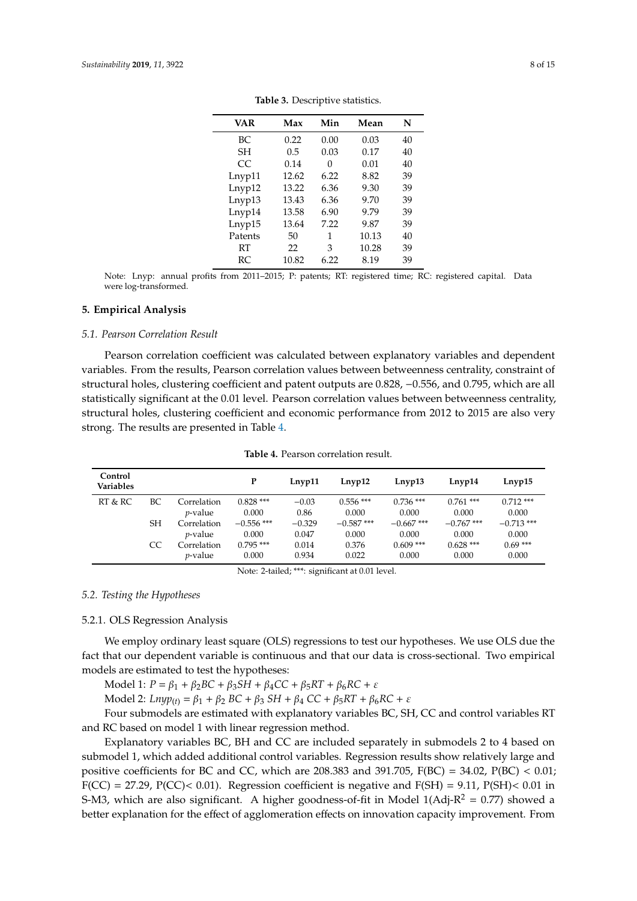**Table 3.** Descriptive statistics.

| VAR | Max | Min | Mean | N |
|---|---|---|---|---|
| BC | 0.22 | 0.00 | 0.03 | 40 |
| SH | 0.5 | 0.03 | 0.17 | 40 |
| CC | 0.14 | 0 | 0.01 | 40 |
| Lnyp11 | 12.62 | 6.22 | 8.82 | 39 |
| Lnyp12 | 13.22 | 6.36 | 9.30 | 39 |
| Lnyp13 | 13.43 | 6.36 | 9.70 | 39 |
| Lnyp14 | 13.58 | 6.90 | 9.79 | 39 |
| Lnyp15 | 13.64 | 7.22 | 9.87 | 39 |
| Patents | 50 | 1 | 10.13 | 40 |
| RT | 22 | 3 | 10.28 | 39 |
| RC | 10.82 | 6.22 | 8.19 | 39 |

Note: Lnyp: annual profits from 2011–2015; P: patents; RT: registered time; RC: registered capital. Data were log-transformed.

## 5. Empirical Analysis

### 5.1. Pearson Correlation Result

Pearson correlation coefficient was calculated between explanatory variables and dependent variables. From the results, Pearson correlation values between betweenness centrality, constraint of structural holes, clustering coefficient and patent outputs are 0.828, −0.556, and 0.795, which are all statistically significant at the 0.01 level. Pearson correlation values between betweenness centrality, structural holes, clustering coefficient and economic performance from 2012 to 2015 are also very strong. The results are presented in Table 4.

**Table 4.** Pearson correlation result.

| Control Variables | | | P | Lnyp11 | Lnyp12 | Lnyp13 | Lnyp14 | Lnyp15 |
|---|---|---|---|---|---|---|---|---|
| RT & RC | BC | Correlation | 0.828 *** | −0.03 | 0.556 *** | 0.736 *** | 0.761 *** | 0.712 *** |
| | | *p*-value | 0.000 | 0.86 | 0.000 | 0.000 | 0.000 | 0.000 |
| | SH | Correlation | −0.556 *** | −0.329 | −0.587 *** | −0.667 *** | −0.767 *** | −0.713 *** |
| | | *p*-value | 0.000 | 0.047 | 0.000 | 0.000 | 0.000 | 0.000 |
| | CC | Correlation | 0.795 *** | 0.014 | 0.376 | 0.609 *** | 0.628 *** | 0.69 *** |
| | | *p*-value | 0.000 | 0.934 | 0.022 | 0.000 | 0.000 | 0.000 |

Note: 2-tailed; ***: significant at 0.01 level.

### 5.2. Testing the Hypotheses

#### 5.2.1. OLS Regression Analysis

We employ ordinary least square (OLS) regressions to test our hypotheses. We use OLS due the fact that our dependent variable is continuous and that our data is cross-sectional. Two empirical models are estimated to test the hypotheses:

Model 1: $P = \beta_1 + \beta_2 BC + \beta_3 SH + \beta_4 CC + \beta_5 RT + \beta_6 RC + \varepsilon$

Model 2: $Lnyp_{(t)} = \beta_1 + \beta_2\ BC + \beta_3\ SH + \beta_4\ CC + \beta_5 RT + \beta_6 RC + \varepsilon$

Four submodels are estimated with explanatory variables BC, SH, CC and control variables RT and RC based on model 1 with linear regression method.

Explanatory variables BC, BH and CC are included separately in submodels 2 to 4 based on submodel 1, which added additional control variables. Regression results show relatively large and positive coefficients for BC and CC, which are 208.383 and 391.705, $F(BC) = 34.02$, $P(BC) < 0.01$; $F(CC) = 27.29$, $P(CC) < 0.01$). Regression coefficient is negative and $F(SH) = 9.11$, $P(SH) < 0.01$ in S-M3, which are also significant. A higher goodness-of-fit in Model 1(Adj-$R^2$ = 0.77) showed a better explanation for the effect of agglomeration effects on innovation capacity improvement. From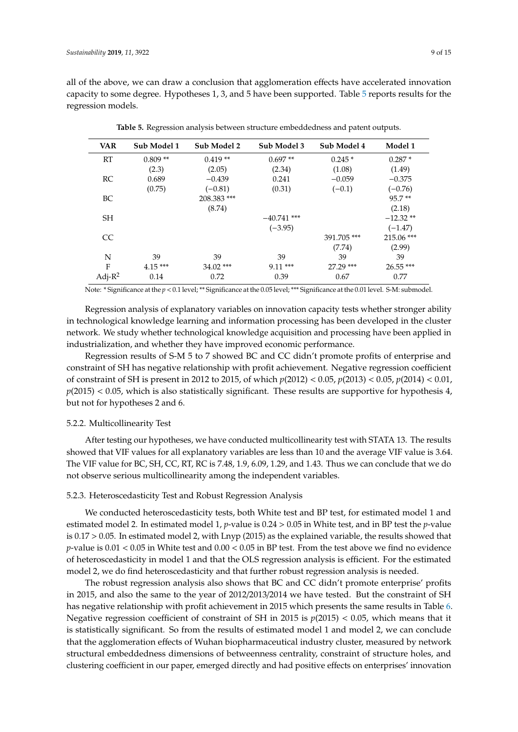all of the above, we can draw a conclusion that agglomeration effects have accelerated innovation capacity to some degree. Hypotheses 1, 3, and 5 have been supported. Table 5 reports results for the regression models.

**Table 5.** Regression analysis between structure embeddedness and patent outputs.

| VAR | Sub Model 1 | Sub Model 2 | Sub Model 3 | Sub Model 4 | Model 1 |
|---|---|---|---|---|---|
| RT | 0.809 ** | 0.419 ** | 0.697 ** | 0.245 * | 0.287 * |
| | (2.3) | (2.05) | (2.34) | (1.08) | (1.49) |
| RC | 0.689 | −0.439 | 0.241 | −0.059 | −0.375 |
| | (0.75) | (−0.81) | (0.31) | (−0.1) | (−0.76) |
| BC | | 208.383 *** | | | 95.7 ** |
| | | (8.74) | | | (2.18) |
| SH | | | −40.741 *** | | −12.32 ** |
| | | | (−3.95) | | (−1.47) |
| CC | | | | 391.705 *** | 215.06 *** |
| | | | | (7.74) | (2.99) |
| N | 39 | 39 | 39 | 39 | 39 |
| F | 4.15 *** | 34.02 *** | 9.11 *** | 27.29 *** | 26.55 *** |
| Adj-$R^2$ | 0.14 | 0.72 | 0.39 | 0.67 | 0.77 |

Note: * Significance at the $p < 0.1$ level; ** Significance at the 0.05 level; *** Significance at the 0.01 level. S-M: submodel.

Regression analysis of explanatory variables on innovation capacity tests whether stronger ability in technological knowledge learning and information processing has been developed in the cluster network. We study whether technological knowledge acquisition and processing have been applied in industrialization, and whether they have improved economic performance.

Regression results of S-M 5 to 7 showed BC and CC didn't promote profits of enterprise and constraint of SH has negative relationship with profit achievement. Negative regression coefficient of constraint of SH is present in 2012 to 2015, of which $p(2012) < 0.05$, $p(2013) < 0.05$, $p(2014) < 0.01$, $p(2015) < 0.05$, which is also statistically significant. These results are supportive for hypothesis 4, but not for hypotheses 2 and 6.

### 5.2.2. Multicollinearity Test

After testing our hypotheses, we have conducted multicollinearity test with STATA 13. The results showed that VIF values for all explanatory variables are less than 10 and the average VIF value is 3.64. The VIF value for BC, SH, CC, RT, RC is 7.48, 1.9, 6.09, 1.29, and 1.43. Thus we can conclude that we do not observe serious multicollinearity among the independent variables.

### 5.2.3. Heteroscedasticity Test and Robust Regression Analysis

We conducted heteroscedasticity tests, both White test and BP test, for estimated model 1 and estimated model 2. In estimated model 1, $p$-value is $0.24 > 0.05$ in White test, and in BP test the $p$-value is $0.17 > 0.05$. In estimated model 2, with Lnyp (2015) as the explained variable, the results showed that $p$-value is $0.01 < 0.05$ in White test and $0.00 < 0.05$ in BP test. From the test above we find no evidence of heteroscedasticity in model 1 and that the OLS regression analysis is efficient. For the estimated model 2, we do find heteroscedasticity and that further robust regression analysis is needed.

The robust regression analysis also shows that BC and CC didn't promote enterprise' profits in 2015, and also the same to the year of 2012/2013/2014 we have tested. But the constraint of SH has negative relationship with profit achievement in 2015 which presents the same results in Table 6. Negative regression coefficient of constraint of SH in 2015 is $p(2015) < 0.05$, which means that it is statistically significant. So from the results of estimated model 1 and model 2, we can conclude that the agglomeration effects of Wuhan biopharmaceutical industry cluster, measured by network structural embeddedness dimensions of betweenness centrality, constraint of structure holes, and clustering coefficient in our paper, emerged directly and had positive effects on enterprises' innovation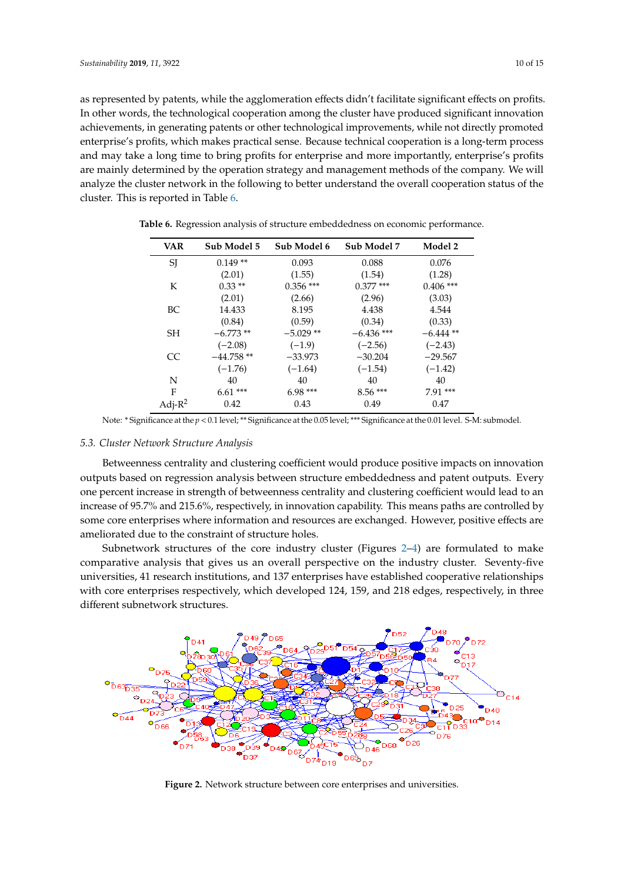as represented by patents, while the agglomeration effects didn't facilitate significant effects on profits. In other words, the technological cooperation among the cluster have produced significant innovation achievements, in generating patents or other technological improvements, while not directly promoted enterprise's profits, which makes practical sense. Because technical cooperation is a long-term process and may take a long time to bring profits for enterprise and more importantly, enterprise's profits are mainly determined by the operation strategy and management methods of the company. We will analyze the cluster network in the following to better understand the overall cooperation status of the cluster. This is reported in Table 6.

**Table 6.** Regression analysis of structure embeddedness on economic performance.

| VAR | Sub Model 5 | Sub Model 6 | Sub Model 7 | Model 2 |
|---|---|---|---|---|
| SJ | 0.149 ** | 0.093 | 0.088 | 0.076 |
| | (2.01) | (1.55) | (1.54) | (1.28) |
| K | 0.33 ** | 0.356 *** | 0.377 *** | 0.406 *** |
| | (2.01) | (2.66) | (2.96) | (3.03) |
| BC | 14.433 | 8.195 | 4.438 | 4.544 |
| | (0.84) | (0.59) | (0.34) | (0.33) |
| SH | −6.773 ** | −5.029 ** | −6.436 *** | −6.444 ** |
| | (−2.08) | (−1.9) | (−2.56) | (−2.43) |
| CC | −44.758 ** | −33.973 | −30.204 | −29.567 |
| | (−1.76) | (−1.64) | (−1.54) | (−1.42) |
| N | 40 | 40 | 40 | 40 |
| F | 6.61 *** | 6.98 *** | 8.56 *** | 7.91 *** |
| Adj-$R^2$ | 0.42 | 0.43 | 0.49 | 0.47 |

Note: * Significance at the $p < 0.1$ level; ** Significance at the 0.05 level; *** Significance at the 0.01 level. S-M: submodel.

### 5.3. Cluster Network Structure Analysis

Betweenness centrality and clustering coefficient would produce positive impacts on innovation outputs based on regression analysis between structure embeddedness and patent outputs. Every one percent increase in strength of betweenness centrality and clustering coefficient would lead to an increase of 95.7% and 215.6%, respectively, in innovation capability. This means paths are controlled by some core enterprises where information and resources are exchanged. However, positive effects are ameliorated due to the constraint of structure holes.

Subnetwork structures of the core industry cluster (Figures 2–4) are formulated to make comparative analysis that gives us an overall perspective on the industry cluster. Seventy-five universities, 41 research institutions, and 137 enterprises have established cooperative relationships with core enterprises respectively, which developed 124, 159, and 218 edges, respectively, in three different subnetwork structures.

**Figure 2.** Network structure between core enterprises and universities.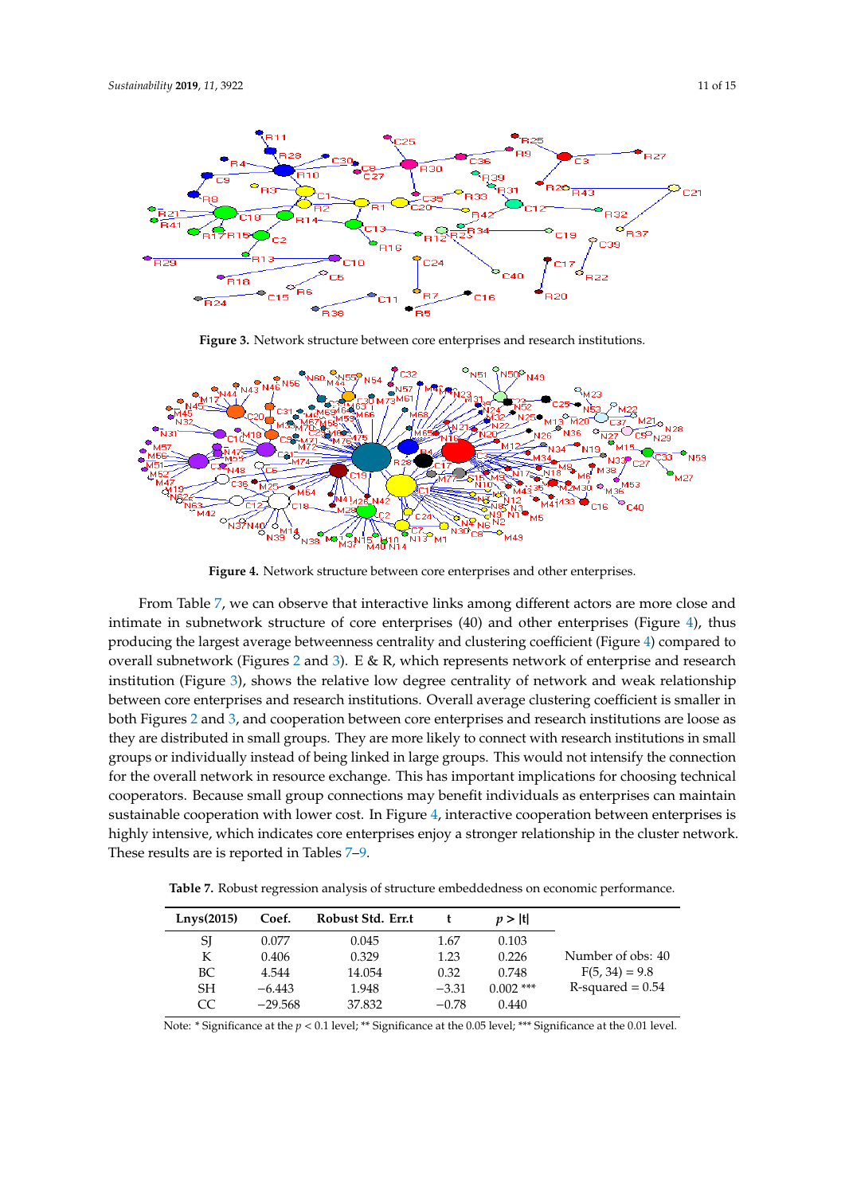Figure 3. Network structure between core enterprises and research institutions.

Figure 4. Network structure between core enterprises and other enterprises.

From Table 7, we can observe that interactive links among different actors are more close and intimate in subnetwork structure of core enterprises (40) and other enterprises (Figure 4), thus producing the largest average betweenness centrality and clustering coefficient (Figure 4) compared to overall subnetwork (Figures 2 and 3). E & R, which represents network of enterprise and research institution (Figure 3), shows the relative low degree centrality of network and weak relationship between core enterprises and research institutions. Overall average clustering coefficient is smaller in both Figures 2 and 3, and cooperation between core enterprises and research institutions are loose as they are distributed in small groups. They are more likely to connect with research institutions in small groups or individually instead of being linked in large groups. This would not intensify the connection for the overall network in resource exchange. This has important implications for choosing technical cooperators. Because small group connections may benefit individuals as enterprises can maintain sustainable cooperation with lower cost. In Figure 4, interactive cooperation between enterprises is highly intensive, which indicates core enterprises enjoy a stronger relationship in the cluster network. These results are is reported in Tables 7–9.

**Table 7.** Robust regression analysis of structure embeddedness on economic performance.

| Lnys(2015) | Coef. | Robust Std. Err.t | t | $p > \|t\|$ | |
|---|---|---|---|---|---|
| SJ | 0.077 | 0.045 | 1.67 | 0.103 | |
| K | 0.406 | 0.329 | 1.23 | 0.226 | Number of obs: 40 |
| BC | 4.544 | 14.054 | 0.32 | 0.748 | F(5, 34) = 9.8 |
| SH | −6.443 | 1.948 | −3.31 | 0.002 *** | R-squared = 0.54 |
| CC | −29.568 | 37.832 | −0.78 | 0.440 | |

Note: * Significance at the $p < 0.1$ level; ** Significance at the 0.05 level; *** Significance at the 0.01 level.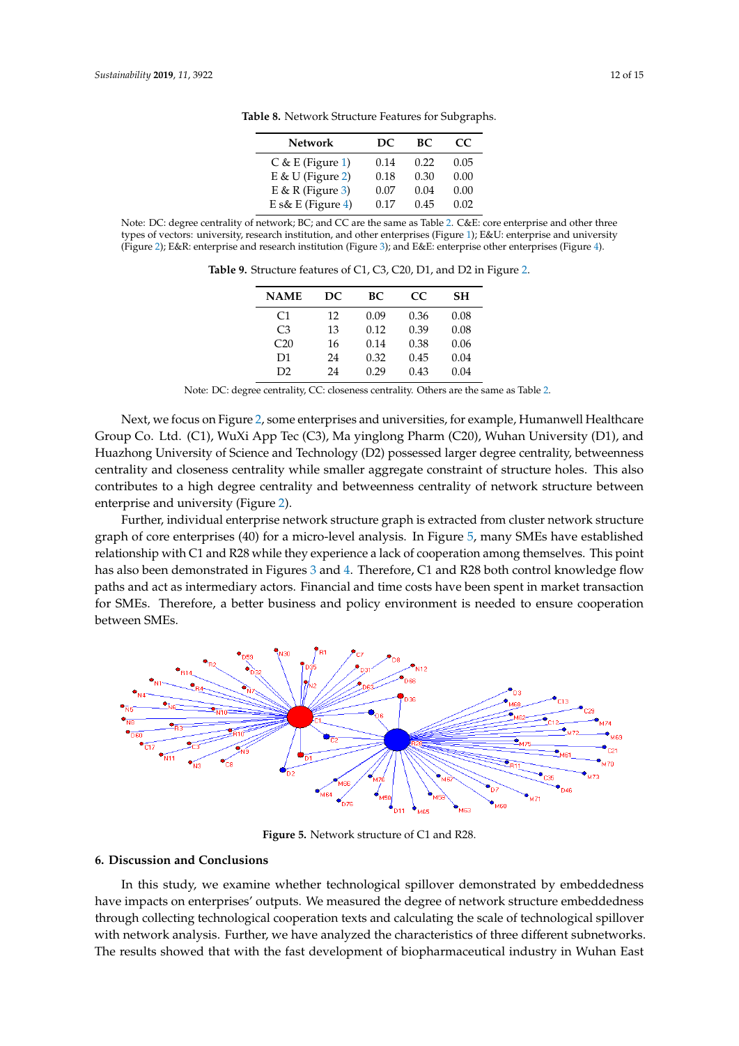**Table 8.** Network Structure Features for Subgraphs.

| Network | DC | BC | CC |
|---|---|---|---|
| C & E (Figure 1) | 0.14 | 0.22 | 0.05 |
| E & U (Figure 2) | 0.18 | 0.30 | 0.00 |
| E & R (Figure 3) | 0.07 | 0.04 | 0.00 |
| E s& E (Figure 4) | 0.17 | 0.45 | 0.02 |

Note: DC: degree centrality of network; BC; and CC are the same as Table 2. C&E: core enterprise and other three types of vectors: university, research institution, and other enterprises (Figure 1); E&U: enterprise and university (Figure 2); E&R: enterprise and research institution (Figure 3); and E&E: enterprise other enterprises (Figure 4).

**Table 9.** Structure features of C1, C3, C20, D1, and D2 in Figure 2.

| NAME | DC | BC | CC | SH |
|---|---|---|---|---|
| C1 | 12 | 0.09 | 0.36 | 0.08 |
| C3 | 13 | 0.12 | 0.39 | 0.08 |
| C20 | 16 | 0.14 | 0.38 | 0.06 |
| D1 | 24 | 0.32 | 0.45 | 0.04 |
| D2 | 24 | 0.29 | 0.43 | 0.04 |

Note: DC: degree centrality, CC: closeness centrality. Others are the same as Table 2.

Next, we focus on Figure 2, some enterprises and universities, for example, Humanwell Healthcare Group Co. Ltd. (C1), WuXi App Tec (C3), Ma yinglong Pharm (C20), Wuhan University (D1), and Huazhong University of Science and Technology (D2) possessed larger degree centrality, betweenness centrality and closeness centrality while smaller aggregate constraint of structure holes. This also contributes to a high degree centrality and betweenness centrality of network structure between enterprise and university (Figure 2).

Further, individual enterprise network structure graph is extracted from cluster network structure graph of core enterprises (40) for a micro-level analysis. In Figure 5, many SMEs have established relationship with C1 and R28 while they experience a lack of cooperation among themselves. This point has also been demonstrated in Figures 3 and 4. Therefore, C1 and R28 both control knowledge flow paths and act as intermediary actors. Financial and time costs have been spent in market transaction for SMEs. Therefore, a better business and policy environment is needed to ensure cooperation between SMEs.

**Figure 5.** Network structure of C1 and R28.

## 6. Discussion and Conclusions

In this study, we examine whether technological spillover demonstrated by embeddedness have impacts on enterprises' outputs. We measured the degree of network structure embeddedness through collecting technological cooperation texts and calculating the scale of technological spillover with network analysis. Further, we have analyzed the characteristics of three different subnetworks. The results showed that with the fast development of biopharmaceutical industry in Wuhan East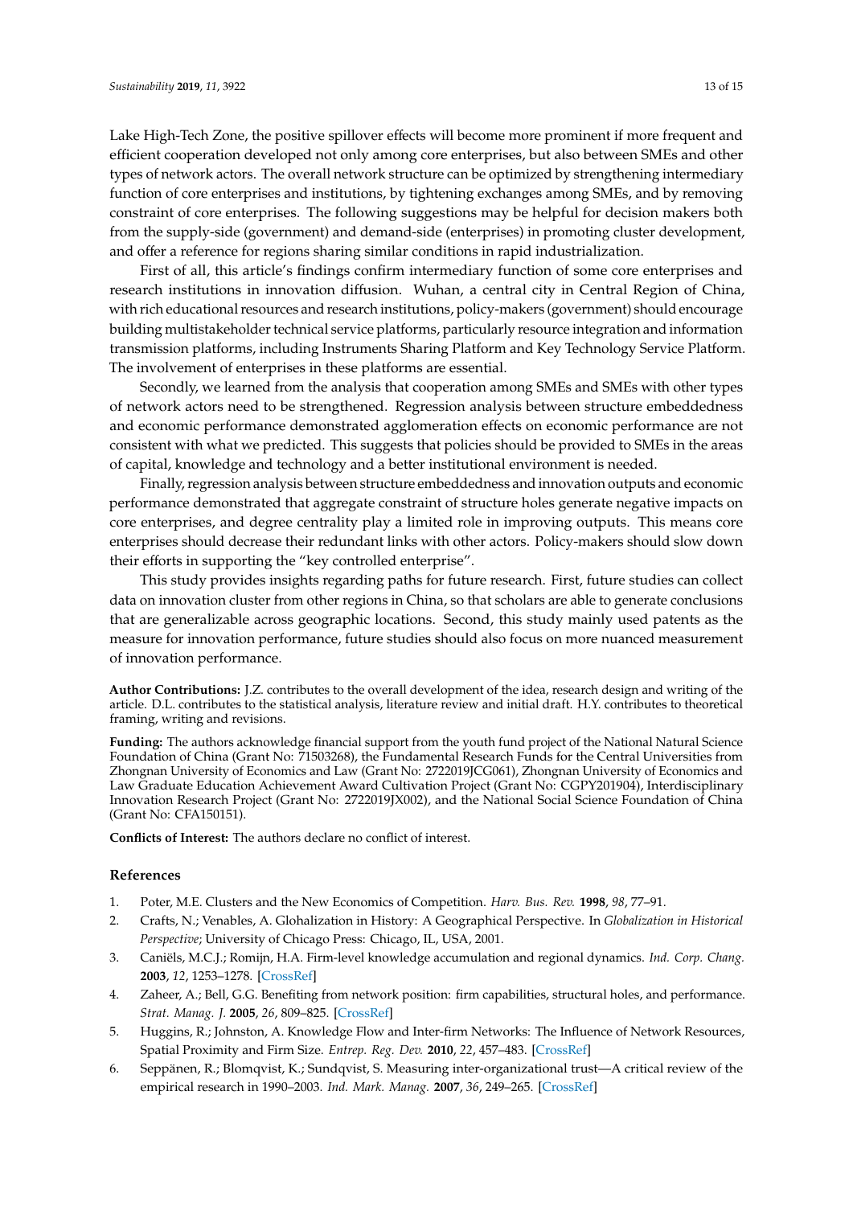Lake High-Tech Zone, the positive spillover effects will become more prominent if more frequent and efficient cooperation developed not only among core enterprises, but also between SMEs and other types of network actors. The overall network structure can be optimized by strengthening intermediary function of core enterprises and institutions, by tightening exchanges among SMEs, and by removing constraint of core enterprises. The following suggestions may be helpful for decision makers both from the supply-side (government) and demand-side (enterprises) in promoting cluster development, and offer a reference for regions sharing similar conditions in rapid industrialization.

First of all, this article's findings confirm intermediary function of some core enterprises and research institutions in innovation diffusion. Wuhan, a central city in Central Region of China, with rich educational resources and research institutions, policy-makers (government) should encourage building multistakeholder technical service platforms, particularly resource integration and information transmission platforms, including Instruments Sharing Platform and Key Technology Service Platform. The involvement of enterprises in these platforms are essential.

Secondly, we learned from the analysis that cooperation among SMEs and SMEs with other types of network actors need to be strengthened. Regression analysis between structure embeddedness and economic performance demonstrated agglomeration effects on economic performance are not consistent with what we predicted. This suggests that policies should be provided to SMEs in the areas of capital, knowledge and technology and a better institutional environment is needed.

Finally, regression analysis between structure embeddedness and innovation outputs and economic performance demonstrated that aggregate constraint of structure holes generate negative impacts on core enterprises, and degree centrality play a limited role in improving outputs. This means core enterprises should decrease their redundant links with other actors. Policy-makers should slow down their efforts in supporting the "key controlled enterprise".

This study provides insights regarding paths for future research. First, future studies can collect data on innovation cluster from other regions in China, so that scholars are able to generate conclusions that are generalizable across geographic locations. Second, this study mainly used patents as the measure for innovation performance, future studies should also focus on more nuanced measurement of innovation performance.

**Author Contributions:** J.Z. contributes to the overall development of the idea, research design and writing of the article. D.L. contributes to the statistical analysis, literature review and initial draft. H.Y. contributes to theoretical framing, writing and revisions.

**Funding:** The authors acknowledge financial support from the youth fund project of the National Natural Science Foundation of China (Grant No: 71503268), the Fundamental Research Funds for the Central Universities from Zhongnan University of Economics and Law (Grant No: 2722019JCG061), Zhongnan University of Economics and Law Graduate Education Achievement Award Cultivation Project (Grant No: CGPY201904), Interdisciplinary Innovation Research Project (Grant No: 2722019JX002), and the National Social Science Foundation of China (Grant No: CFA150151).

**Conflicts of Interest:** The authors declare no conflict of interest.

## References

1. Poter, M.E. Clusters and the New Economics of Competition. *Harv. Bus. Rev.* **1998**, *98*, 77–91.
2. Crafts, N.; Venables, A. Glohalization in History: A Geographical Perspective. In *Globalization in Historical Perspective*; University of Chicago Press: Chicago, IL, USA, 2001.
3. Caniëls, M.C.J.; Romijn, H.A. Firm-level knowledge accumulation and regional dynamics. *Ind. Corp. Chang.* **2003**, *12*, 1253–1278. [CrossRef]
4. Zaheer, A.; Bell, G.G. Benefiting from network position: firm capabilities, structural holes, and performance. *Strat. Manag. J.* **2005**, *26*, 809–825. [CrossRef]
5. Huggins, R.; Johnston, A. Knowledge Flow and Inter-firm Networks: The Influence of Network Resources, Spatial Proximity and Firm Size. *Entrep. Reg. Dev.* **2010**, *22*, 457–483. [CrossRef]
6. Seppänen, R.; Blomqvist, K.; Sundqvist, S. Measuring inter-organizational trust—A critical review of the empirical research in 1990–2003. *Ind. Mark. Manag.* **2007**, *36*, 249–265. [CrossRef]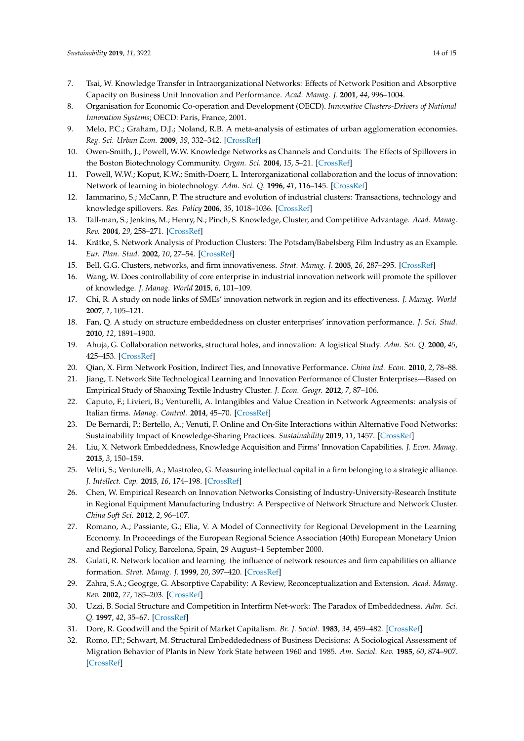7. Tsai, W. Knowledge Transfer in Intraorganizational Networks: Effects of Network Position and Absorptive Capacity on Business Unit Innovation and Performance. *Acad. Manag. J.* **2001**, *44*, 996–1004.
8. Organisation for Economic Co-operation and Development (OECD). *Innovative Clusters-Drivers of National Innovation Systems*; OECD: Paris, France, 2001.
9. Melo, P.C.; Graham, D.J.; Noland, R.B. A meta-analysis of estimates of urban agglomeration economies. *Reg. Sci. Urban Econ.* **2009**, *39*, 332–342. [CrossRef]
10. Owen-Smith, J.; Powell, W.W. Knowledge Networks as Channels and Conduits: The Effects of Spillovers in the Boston Biotechnology Community. *Organ. Sci.* **2004**, *15*, 5–21. [CrossRef]
11. Powell, W.W.; Koput, K.W.; Smith-Doerr, L. Interorganizational collaboration and the locus of innovation: Network of learning in biotechnology. *Adm. Sci. Q.* **1996**, *41*, 116–145. [CrossRef]
12. Iammarino, S.; McCann, P. The structure and evolution of industrial clusters: Transactions, technology and knowledge spillovers. *Res. Policy* **2006**, *35*, 1018–1036. [CrossRef]
13. Tall-man, S.; Jenkins, M.; Henry, N.; Pinch, S. Knowledge, Cluster, and Competitive Advantage. *Acad. Manag. Rev.* **2004**, *29*, 258–271. [CrossRef]
14. Krätke, S. Network Analysis of Production Clusters: The Potsdam/Babelsberg Film Industry as an Example. *Eur. Plan. Stud.* **2002**, *10*, 27–54. [CrossRef]
15. Bell, G.G. Clusters, networks, and firm innovativeness. *Strat. Manag. J.* **2005**, *26*, 287–295. [CrossRef]
16. Wang, W. Does controllability of core enterprise in industrial innovation network will promote the spillover of knowledge. *J. Manag. World* **2015**, *6*, 101–109.
17. Chi, R. A study on node links of SMEs' innovation network in region and its effectiveness. *J. Manag. World* **2007**, *1*, 105–121.
18. Fan, Q. A study on structure embeddedness on cluster enterprises' innovation performance. *J. Sci. Stud.* **2010**, *12*, 1891–1900.
19. Ahuja, G. Collaboration networks, structural holes, and innovation: A logistical Study. *Adm. Sci. Q.* **2000**, *45*, 425–453. [CrossRef]
20. Qian, X. Firm Network Position, Indirect Ties, and Innovative Performance. *China Ind. Econ.* **2010**, *2*, 78–88.
21. Jiang, T. Network Site Technological Learning and Innovation Performance of Cluster Enterprises—Based on Empirical Study of Shaoxing Textile Industry Cluster. *J. Econ. Geogr.* **2012**, *7*, 87–106.
22. Caputo, F.; Livieri, B.; Venturelli, A. Intangibles and Value Creation in Network Agreements: analysis of Italian firms. *Manag. Control.* **2014**, 45–70. [CrossRef]
23. De Bernardi, P.; Bertello, A.; Venuti, F. Online and On-Site Interactions within Alternative Food Networks: Sustainability Impact of Knowledge-Sharing Practices. *Sustainability* **2019**, *11*, 1457. [CrossRef]
24. Liu, X. Network Embeddedness, Knowledge Acquisition and Firms' Innovation Capabilities. *J. Econ. Manag.* **2015**, *3*, 150–159.
25. Veltri, S.; Venturelli, A.; Mastroleo, G. Measuring intellectual capital in a firm belonging to a strategic alliance. *J. Intellect. Cap.* **2015**, *16*, 174–198. [CrossRef]
26. Chen, W. Empirical Research on Innovation Networks Consisting of Industry-University-Research Institute in Regional Equipment Manufacturing Industry: A Perspective of Network Structure and Network Cluster. *China Soft Sci.* **2012**, *2*, 96–107.
27. Romano, A.; Passiante, G.; Elia, V. A Model of Connectivity for Regional Development in the Learning Economy. In Proceedings of the European Regional Science Association (40th) European Monetary Union and Regional Policy, Barcelona, Spain, 29 August–1 September 2000.
28. Gulati, R. Network location and learning: the influence of network resources and firm capabilities on alliance formation. *Strat. Manag. J.* **1999**, *20*, 397–420. [CrossRef]
29. Zahra, S.A.; Geogrge, G. Absorptive Capability: A Review, Reconceptualization and Extension. *Acad. Manag. Rev.* **2002**, *27*, 185–203. [CrossRef]
30. Uzzi, B. Social Structure and Competition in Interfirm Net-work: The Paradox of Embeddedness. *Adm. Sci. Q.* **1997**, *42*, 35–67. [CrossRef]
31. Dore, R. Goodwill and the Spirit of Market Capitalism. *Br. J. Sociol.* **1983**, *34*, 459–482. [CrossRef]
32. Romo, F.P.; Schwart, M. Structural Embeddededness of Business Decisions: A Sociological Assessment of Migration Behavior of Plants in New York State between 1960 and 1985. *Am. Sociol. Rev.* **1985**, *60*, 874–907. [CrossRef]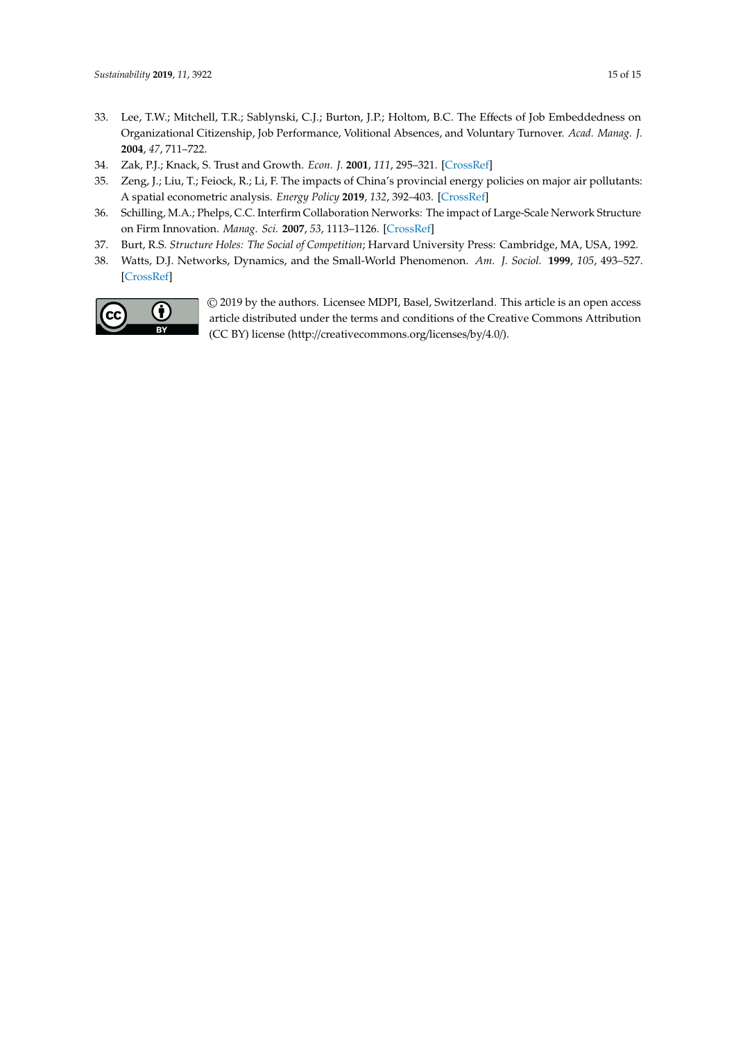33. Lee, T.W.; Mitchell, T.R.; Sablynski, C.J.; Burton, J.P.; Holtom, B.C. The Effects of Job Embeddedness on Organizational Citizenship, Job Performance, Volitional Absences, and Voluntary Turnover. *Acad. Manag. J.* **2004**, *47*, 711–722.
34. Zak, P.J.; Knack, S. Trust and Growth. *Econ. J.* **2001**, *111*, 295–321. [CrossRef]
35. Zeng, J.; Liu, T.; Feiock, R.; Li, F. The impacts of China's provincial energy policies on major air pollutants: A spatial econometric analysis. *Energy Policy* **2019**, *132*, 392–403. [CrossRef]
36. Schilling, M.A.; Phelps, C.C. Interfirm Collaboration Nerworks: The impact of Large-Scale Nerwork Structure on Firm Innovation. *Manag. Sci.* **2007**, *53*, 1113–1126. [CrossRef]
37. Burt, R.S. *Structure Holes: The Social of Competition*; Harvard University Press: Cambridge, MA, USA, 1992.
38. Watts, D.J. Networks, Dynamics, and the Small-World Phenomenon. *Am. J. Sociol.* **1999**, *105*, 493–527. [CrossRef]

© 2019 by the authors. Licensee MDPI, Basel, Switzerland. This article is an open access article distributed under the terms and conditions of the Creative Commons Attribution (CC BY) license (http://creativecommons.org/licenses/by/4.0/).